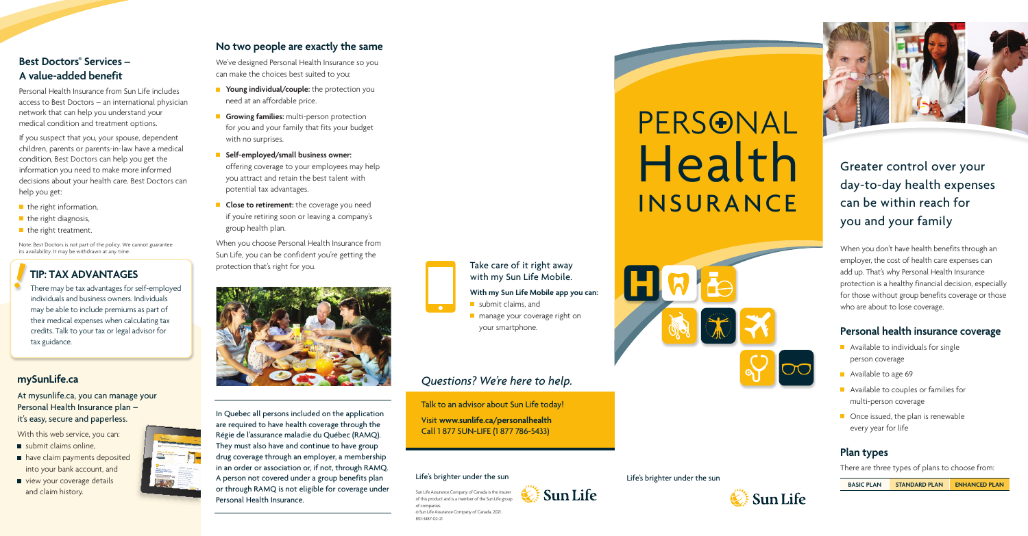## Best Doctors® Services – A value-added benefit

Personal Health Insurance from Sun Life includes access to Best Doctors – an international physician network that can help you understand your medical condition and treatment options.

If you suspect that you, your spouse, dependent children, parents or parents-in-law have a medical condition, Best Doctors can help you get the information you need to make more informed decisions about your health care. Best Doctors can help you get:

- the right information,
- the right diagnosis,
- the right treatment.

Note: Best Doctors is not part of the policy. We cannot guarantee its availability. It may be withdrawn at any time.

### TIP: TAX ADVANTAGES

There may be tax advantages for self-employed individuals and business owners. Individuals may be able to include premiums as part of their medical expenses when calculating tax credits. Talk to your tax or legal advisor for tax guidance.

## mySunLife.ca

At mysunlife.ca, you can manage your Personal Health Insurance plan – it's easy, secure and paperless.

With this web service, you can:

- submit claims online,
- have claim payments deposited into your bank account, and
- view your coverage details and claim history.

## No two people are exactly the same

We've designed Personal Health Insurance so you can make the choices best suited to you:

- **Young individual/couple:** the protection you need at an affordable price.
- **Growing families:** multi-person protection for you and your family that fits your budget with no surprises.
- **Self-employed/small business owner:** offering coverage to your employees may help you attract and retain the best talent with potential tax advantages.
- **Close to retirement:** the coverage you need if you're retiring soon or leaving a company's group health plan.

When you choose Personal Health Insurance from Sun Life, you can be confident you're getting the protection that's right for you.

In Quebec all persons included on the application are required to have health coverage through the Régie de l'assurance maladie du Québec (RAMQ). They must also have and continue to have group drug coverage through an employer, a membership in an order or association or, if not, through RAMQ. A person not covered under a group benefits plan or through RAMQ is not eligible for coverage under Personal Health Insurance.

### Take care of it right away with my Sun Life Mobile.

**With my Sun Life Mobile app you can:**

- submit claims, and
- manage your coverage right on your smartphone.

### *Questions? We're here to help.*

Talk to an advisor about Sun Life today!

Visit **www.sunlife.ca/personalhealth**
Call 1 877 SUN-LIFE (1 877 786-5433)

Life's brighter under the sun

Sun Life Assurance Company of Canada is the insurer of this product and is a member of the Sun Life group of companies.
© Sun Life Assurance Company of Canada, 2021.
810-3487-02-21

Sun Life

# PERSONAL Health INSURANCE

Life's brighter under the sun

Sun Life

## Greater control over your day-to-day health expenses can be within reach for you and your family

When you don't have health benefits through an employer, the cost of health care expenses can add up. That's why Personal Health Insurance protection is a healthy financial decision, especially for those without group benefits coverage or those who are about to lose coverage.

## Personal health insurance coverage

- Available to individuals for single person coverage
- Available to age 69
- Available to couples or families for multi-person coverage
- Once issued, the plan is renewable every year for life

## Plan types

There are three types of plans to choose from:

| BASIC PLAN | STANDARD PLAN | ENHANCED PLAN |
|---|---|---|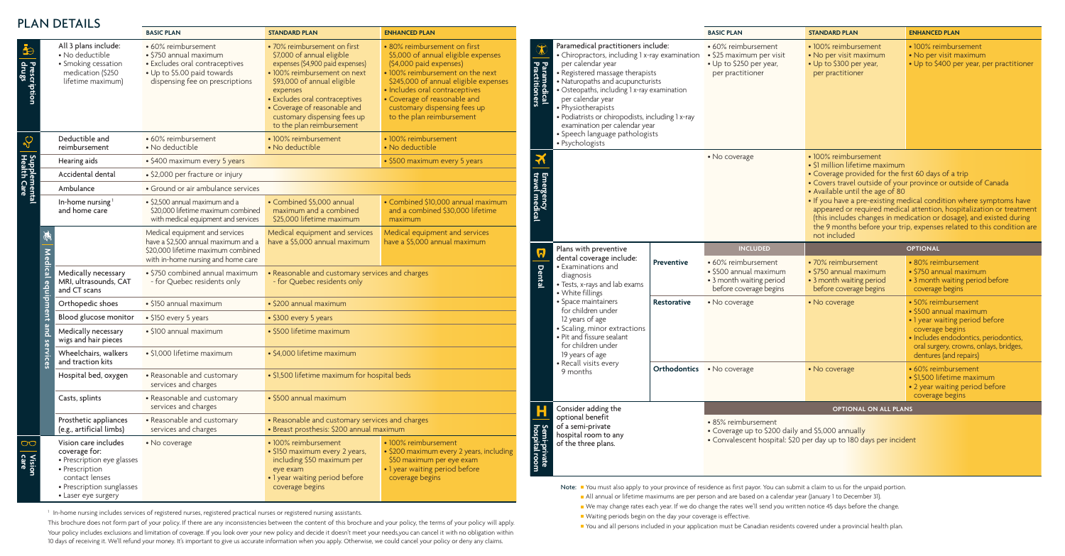# PLAN DETAILS

| | | | BASIC PLAN | STANDARD PLAN | ENHANCED PLAN |
|---|---|---|---|---|---|
| Prescription drugs | All 3 plans include: • No deductible • Smoking cessation medication ($250 lifetime maximum) | | • 60% reimbursement • $750 annual maximum • Excludes oral contraceptives • Up to $5.00 paid towards dispensing fee on prescriptions | • 70% reimbursement on first $7,000 of annual eligible expenses ($4,900 paid expenses) • 100% reimbursement on next $93,000 of annual eligible expenses • Excludes oral contraceptives • Coverage of reasonable and customary dispensing fees up to the plan reimbursement | • 80% reimbursement on first $5,000 of annual eligible expenses ($4,000 paid expenses) • 100% reimbursement on the next $245,000 of annual eligible expenses • Includes oral contraceptives • Coverage of reasonable and customary dispensing fees up to the plan reimbursement |
| Supplemental Health Care | Deductible and reimbursement | | • 60% reimbursement • No deductible | • 100% reimbursement • No deductible | • 100% reimbursement • No deductible |
| | Hearing aids | | • $400 maximum every 5 years | | • $500 maximum every 5 years |
| | Accidental dental | | • $2,000 per fracture or injury | | |
| | Ambulance | | • Ground or air ambulance services | | |
| | In-home nursing[1] and home care | | • $2,500 annual maximum and a $20,000 lifetime maximum combined with medical equipment and services | • Combined $5,000 annual maximum and a combined $25,000 lifetime maximum | • Combined $10,000 annual maximum and a combined $30,000 lifetime maximum |
| | Medical equipment and services | | Medical equipment and services have a $2,500 annual maximum and a $20,000 lifetime maximum combined with in-home nursing and home care | Medical equipment and services have a $5,000 annual maximum | Medical equipment and services have a $5,000 annual maximum |
| | | Medically necessary MRI, ultrasounds, CAT and CT scans | • $750 combined annual maximum - for Quebec residents only | • Reasonable and customary services and charges - for Quebec residents only | |
| | | Orthopedic shoes | • $150 annual maximum | • $200 annual maximum | |
| | | Blood glucose monitor | • $150 every 5 years | • $300 every 5 years | |
| | | Medically necessary wigs and hair pieces | • $100 annual maximum | • $500 lifetime maximum | |
| | | Wheelchairs, walkers and traction kits | • $1,000 lifetime maximum | • $4,000 lifetime maximum | |
| | | Hospital bed, oxygen | • Reasonable and customary services and charges | • $1,500 lifetime maximum for hospital beds | |
| | | Casts, splints | • Reasonable and customary services and charges | • $500 annual maximum | |
| | | Prosthetic appliances (e.g., artificial limbs) | • Reasonable and customary services and charges | • Reasonable and customary services and charges • Breast prosthesis: $200 annual maximum | |
| Vision care | Vision care includes coverage for: • Prescription eye glasses • Prescription contact lenses • Prescription sunglasses • Laser eye surgery | | • No coverage | • 100% reimbursement • $150 maximum every 2 years, including $50 maximum per eye exam • 1 year waiting period before coverage begins | • 100% reimbursement • $200 maximum every 2 years, including $50 maximum per eye exam • 1 year waiting period before coverage begins |

[1] In-home nursing includes services of registered nurses, registered practical nurses or registered nursing assistants.

This brochure does not form part of your policy. If there are any inconsistencies between the content of this brochure and your policy, the terms of your policy will apply. Your policy includes exclusions and limitation of coverage. If you look over your new policy and decide it doesn't meet your needs,you can cancel it with no obligation within 10 days of receiving it. We'll refund your money. It's important to give us accurate information when you apply. Otherwise, we could cancel your policy or deny any claims.

| | | | BASIC PLAN | STANDARD PLAN | ENHANCED PLAN |
|---|---|---|---|---|---|
| Paramedical Practitioners | Paramedical practitioners include: • Chiropractors, including 1 x-ray examination per calendar year • Registered massage therapists • Naturopaths and acupuncturists • Osteopaths, including 1 x-ray examination per calendar year • Physiotherapists • Podiatrists or chiropodists, including 1 x-ray examination per calendar year • Speech language pathologists • Psychologists | | • 60% reimbursement • $25 maximum per visit • Up to $250 per year, per practitioner | • 100% reimbursement • No per visit maximum • Up to $300 per year, per practitioner | • 100% reimbursement • No per visit maximum • Up to $400 per year, per practitioner |
| Emergency travel medical | | | • No coverage | • 100% reimbursement • $1 million lifetime maximum • Coverage provided for the first 60 days of a trip • Covers travel outside of your province or outside of Canada • Available until the age of 80 • If you have a pre-existing medical condition where symptoms have appeared or required medical attention, hospitalization or treatment (this includes changes in medication or dosage), and existed during the 9 months before your trip, expenses related to this condition are not included | |
| Dental | Plans with preventive dental coverage include: • Examinations and diagnosis • Tests, x-rays and lab exams • White fillings • Space maintainers for children under 12 years of age • Scaling, minor extractions • Pit and fissure sealant for children under 19 years of age • Recall visits every 9 months | | INCLUDED | OPTIONAL | |
| | | Preventive | • 60% reimbursement • $500 annual maximum • 3 month waiting period before coverage begins | • 70% reimbursement • $750 annual maximum • 3 month waiting period before coverage begins | • 80% reimbursement • $750 annual maximum • 3 month waiting period before coverage begins |
| | | Restorative | • No coverage | • No coverage | • 50% reimbursement • $500 annual maximum • 1 year waiting period before coverage begins • Includes endodontics, periodontics, oral surgery, crowns, onlays, bridges, dentures (and repairs) |
| | | Orthodontics | • No coverage | • No coverage | • 60% reimbursement • $1,500 lifetime maximum • 2 year waiting period before coverage begins |
| Semi-private hospital room | Consider adding the optional benefit of a semi-private hospital room to any of the three plans. | | OPTIONAL ON ALL PLANS • 85% reimbursement • Coverage up to $200 daily and $5,000 annually • Convalescent hospital: $20 per day up to 180 days per incident | | |

Note:
- You must also apply to your province of residence as first payor. You can submit a claim to us for the unpaid portion.
- All annual or lifetime maximums are per person and are based on a calendar year (January 1 to December 31).
- We may change rates each year. If we do change the rates we'll send you written notice 45 days before the change.
- Waiting periods begin on the day your coverage is effective.
- You and all persons included in your application must be Canadian residents covered under a provincial health plan.